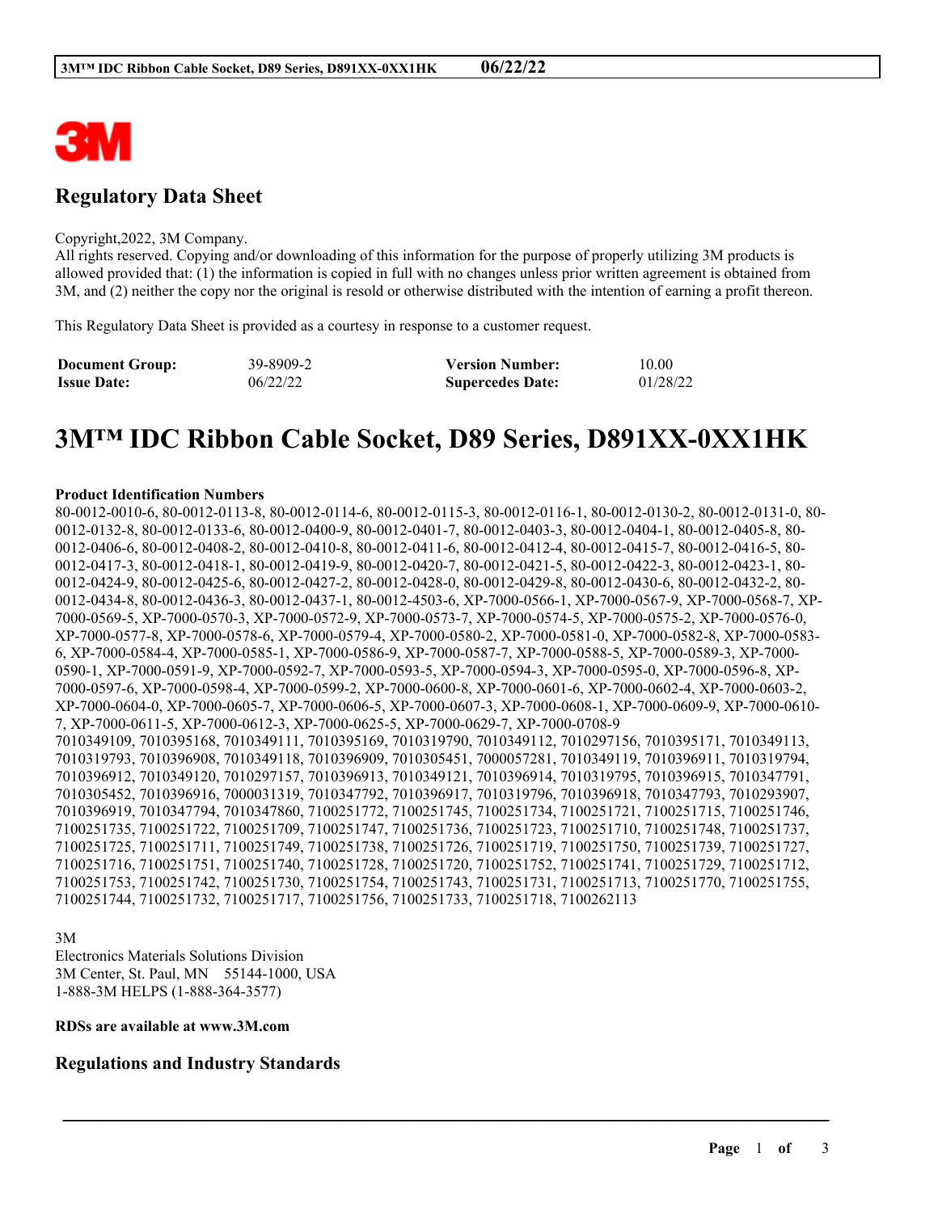3M

## Regulatory Data Sheet

Copyright,2022, 3M Company.
All rights reserved. Copying and/or downloading of this information for the purpose of properly utilizing 3M products is allowed provided that: (1) the information is copied in full with no changes unless prior written agreement is obtained from 3M, and (2) neither the copy nor the original is resold or otherwise distributed with the intention of earning a profit thereon.

This Regulatory Data Sheet is provided as a courtesy in response to a customer request.

| **Document Group:** | 39-8909-2 | **Version Number:** | 10.00 |
|---|---|---|---|
| **Issue Date:** | 06/22/22 | **Supercedes Date:** | 01/28/22 |

# 3M™ IDC Ribbon Cable Socket, D89 Series, D891XX-0XX1HK

**Product Identification Numbers**

80-0012-0010-6, 80-0012-0113-8, 80-0012-0114-6, 80-0012-0115-3, 80-0012-0116-1, 80-0012-0130-2, 80-0012-0131-0, 80-0012-0132-8, 80-0012-0133-6, 80-0012-0400-9, 80-0012-0401-7, 80-0012-0403-3, 80-0012-0404-1, 80-0012-0405-8, 80-0012-0406-6, 80-0012-0408-2, 80-0012-0410-8, 80-0012-0411-6, 80-0012-0412-4, 80-0012-0415-7, 80-0012-0416-5, 80-0012-0417-3, 80-0012-0418-1, 80-0012-0419-9, 80-0012-0420-7, 80-0012-0421-5, 80-0012-0422-3, 80-0012-0423-1, 80-0012-0424-9, 80-0012-0425-6, 80-0012-0427-2, 80-0012-0428-0, 80-0012-0429-8, 80-0012-0430-6, 80-0012-0432-2, 80-0012-0434-8, 80-0012-0436-3, 80-0012-0437-1, 80-0012-4503-6, XP-7000-0566-1, XP-7000-0567-9, XP-7000-0568-7, XP-7000-0569-5, XP-7000-0570-3, XP-7000-0572-9, XP-7000-0573-7, XP-7000-0574-5, XP-7000-0575-2, XP-7000-0576-0, XP-7000-0577-8, XP-7000-0578-6, XP-7000-0579-4, XP-7000-0580-2, XP-7000-0581-0, XP-7000-0582-8, XP-7000-0583-6, XP-7000-0584-4, XP-7000-0585-1, XP-7000-0586-9, XP-7000-0587-7, XP-7000-0588-5, XP-7000-0589-3, XP-7000-0590-1, XP-7000-0591-9, XP-7000-0592-7, XP-7000-0593-5, XP-7000-0594-3, XP-7000-0595-0, XP-7000-0596-8, XP-7000-0597-6, XP-7000-0598-4, XP-7000-0599-2, XP-7000-0600-8, XP-7000-0601-6, XP-7000-0602-4, XP-7000-0603-2, XP-7000-0604-0, XP-7000-0605-7, XP-7000-0606-5, XP-7000-0607-3, XP-7000-0608-1, XP-7000-0609-9, XP-7000-0610-7, XP-7000-0611-5, XP-7000-0612-3, XP-7000-0625-5, XP-7000-0629-7, XP-7000-0708-9
7010349109, 7010395168, 7010349111, 7010395169, 7010319790, 7010349112, 7010297156, 7010395171, 7010349113, 7010319793, 7010396908, 7010349118, 7010396909, 7010305451, 7000057281, 7010349119, 7010396911, 7010319794, 7010396912, 7010349120, 7010297157, 7010396913, 7010349121, 7010396914, 7010319795, 7010396915, 7010347791, 7010305452, 7010396916, 7000031319, 7010347792, 7010396917, 7010319796, 7010396918, 7010347793, 7010293907, 7010396919, 7010347794, 7010347860, 7100251772, 7100251745, 7100251734, 7100251721, 7100251715, 7100251746, 7100251735, 7100251722, 7100251709, 7100251747, 7100251736, 7100251723, 7100251710, 7100251748, 7100251737, 7100251725, 7100251711, 7100251749, 7100251738, 7100251726, 7100251719, 7100251750, 7100251739, 7100251727, 7100251716, 7100251751, 7100251740, 7100251728, 7100251720, 7100251752, 7100251741, 7100251729, 7100251712, 7100251753, 7100251742, 7100251730, 7100251754, 7100251743, 7100251731, 7100251713, 7100251770, 7100251755, 7100251744, 7100251732, 7100251717, 7100251756, 7100251733, 7100251718, 7100262113

3M
Electronics Materials Solutions Division
3M Center, St. Paul, MN 55144-1000, USA
1-888-3M HELPS (1-888-364-3577)

**RDSs are available at www.3M.com**

## Regulations and Industry Standards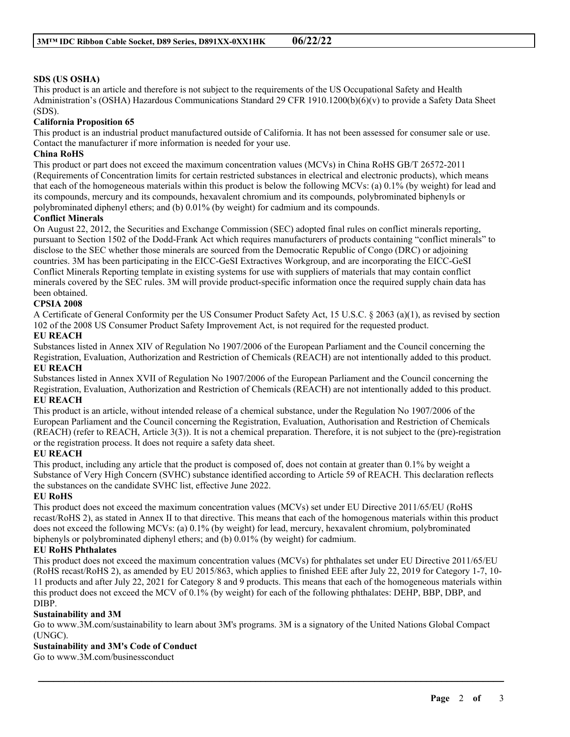**SDS (US OSHA)**

This product is an article and therefore is not subject to the requirements of the US Occupational Safety and Health Administration's (OSHA) Hazardous Communications Standard 29 CFR 1910.1200(b)(6)(v) to provide a Safety Data Sheet (SDS).

**California Proposition 65**

This product is an industrial product manufactured outside of California. It has not been assessed for consumer sale or use. Contact the manufacturer if more information is needed for your use.

**China RoHS**

This product or part does not exceed the maximum concentration values (MCVs) in China RoHS GB/T 26572-2011 (Requirements of Concentration limits for certain restricted substances in electrical and electronic products), which means that each of the homogeneous materials within this product is below the following MCVs: (a) 0.1% (by weight) for lead and its compounds, mercury and its compounds, hexavalent chromium and its compounds, polybrominated biphenyls or polybrominated diphenyl ethers; and (b) 0.01% (by weight) for cadmium and its compounds.

**Conflict Minerals**

On August 22, 2012, the Securities and Exchange Commission (SEC) adopted final rules on conflict minerals reporting, pursuant to Section 1502 of the Dodd-Frank Act which requires manufacturers of products containing "conflict minerals" to disclose to the SEC whether those minerals are sourced from the Democratic Republic of Congo (DRC) or adjoining countries. 3M has been participating in the EICC-GeSI Extractives Workgroup, and are incorporating the EICC-GeSI Conflict Minerals Reporting template in existing systems for use with suppliers of materials that may contain conflict minerals covered by the SEC rules. 3M will provide product-specific information once the required supply chain data has been obtained.

**CPSIA 2008**

A Certificate of General Conformity per the US Consumer Product Safety Act, 15 U.S.C. § 2063 (a)(1), as revised by section 102 of the 2008 US Consumer Product Safety Improvement Act, is not required for the requested product.

**EU REACH**

Substances listed in Annex XIV of Regulation No 1907/2006 of the European Parliament and the Council concerning the Registration, Evaluation, Authorization and Restriction of Chemicals (REACH) are not intentionally added to this product.

**EU REACH**

Substances listed in Annex XVII of Regulation No 1907/2006 of the European Parliament and the Council concerning the Registration, Evaluation, Authorization and Restriction of Chemicals (REACH) are not intentionally added to this product.

**EU REACH**

This product is an article, without intended release of a chemical substance, under the Regulation No 1907/2006 of the European Parliament and the Council concerning the Registration, Evaluation, Authorisation and Restriction of Chemicals (REACH) (refer to REACH, Article 3(3)). It is not a chemical preparation. Therefore, it is not subject to the (pre)-registration or the registration process. It does not require a safety data sheet.

**EU REACH**

This product, including any article that the product is composed of, does not contain at greater than 0.1% by weight a Substance of Very High Concern (SVHC) substance identified according to Article 59 of REACH. This declaration reflects the substances on the candidate SVHC list, effective June 2022.

**EU RoHS**

This product does not exceed the maximum concentration values (MCVs) set under EU Directive 2011/65/EU (RoHS recast/RoHS 2), as stated in Annex II to that directive. This means that each of the homogenous materials within this product does not exceed the following MCVs: (a) 0.1% (by weight) for lead, mercury, hexavalent chromium, polybrominated biphenyls or polybrominated diphenyl ethers; and (b) 0.01% (by weight) for cadmium.

**EU RoHS Phthalates**

This product does not exceed the maximum concentration values (MCVs) for phthalates set under EU Directive 2011/65/EU (RoHS recast/RoHS 2), as amended by EU 2015/863, which applies to finished EEE after July 22, 2019 for Category 1-7, 10-11 products and after July 22, 2021 for Category 8 and 9 products. This means that each of the homogeneous materials within this product does not exceed the MCV of 0.1% (by weight) for each of the following phthalates: DEHP, BBP, DBP, and DIBP.

**Sustainability and 3M**

Go to www.3M.com/sustainability to learn about 3M's programs. 3M is a signatory of the United Nations Global Compact (UNGC).

**Sustainability and 3M's Code of Conduct**

Go to www.3M.com/businessconduct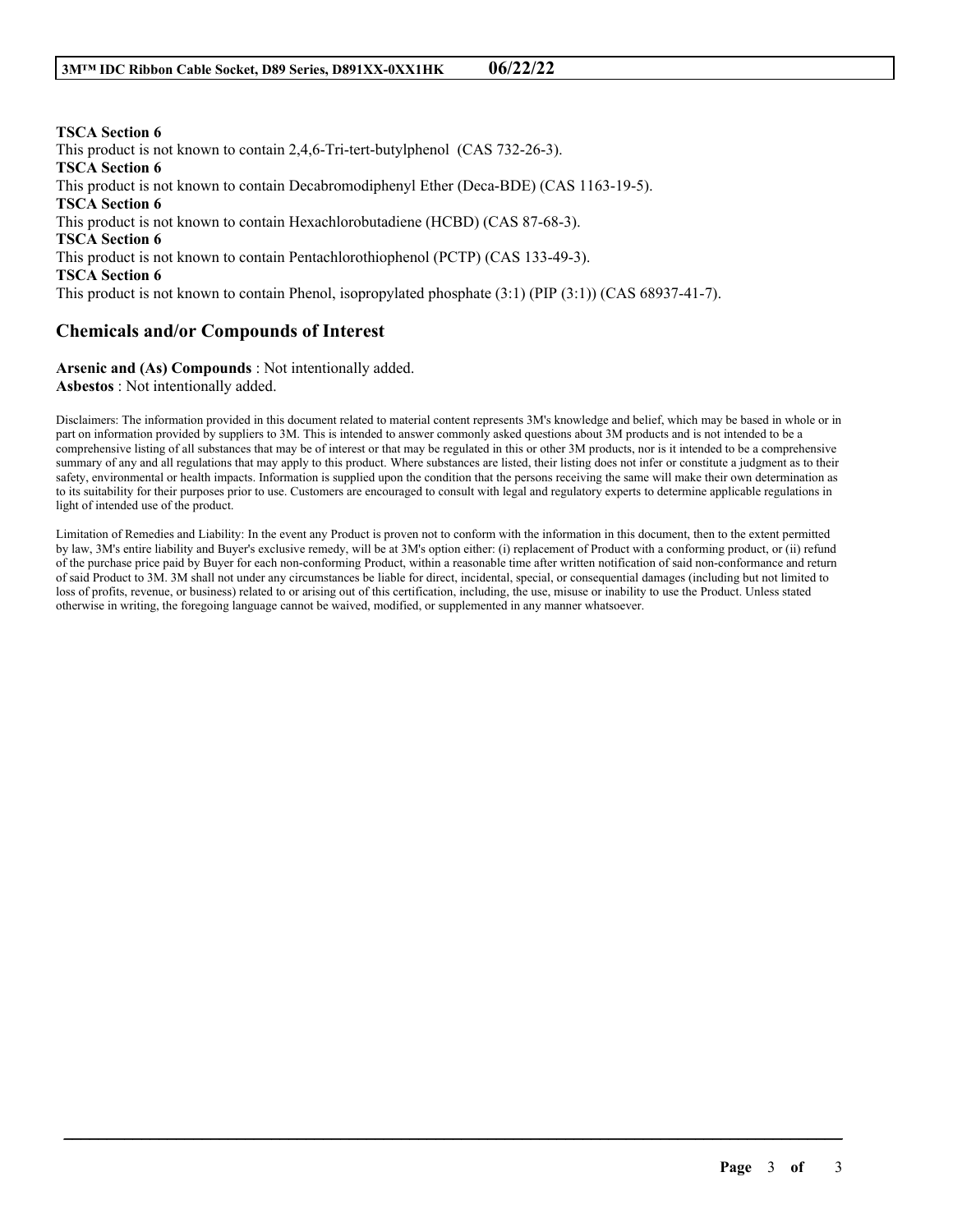**TSCA Section 6**

This product is not known to contain 2,4,6-Tri-tert-butylphenol (CAS 732-26-3).

**TSCA Section 6**

This product is not known to contain Decabromodiphenyl Ether (Deca-BDE) (CAS 1163-19-5).

**TSCA Section 6**

This product is not known to contain Hexachlorobutadiene (HCBD) (CAS 87-68-3).

**TSCA Section 6**

This product is not known to contain Pentachlorothiophenol (PCTP) (CAS 133-49-3).

**TSCA Section 6**

This product is not known to contain Phenol, isopropylated phosphate (3:1) (PIP (3:1)) (CAS 68937-41-7).

## Chemicals and/or Compounds of Interest

**Arsenic and (As) Compounds** : Not intentionally added.
**Asbestos** : Not intentionally added.

Disclaimers: The information provided in this document related to material content represents 3M's knowledge and belief, which may be based in whole or in part on information provided by suppliers to 3M. This is intended to answer commonly asked questions about 3M products and is not intended to be a comprehensive listing of all substances that may be of interest or that may be regulated in this or other 3M products, nor is it intended to be a comprehensive summary of any and all regulations that may apply to this product. Where substances are listed, their listing does not infer or constitute a judgment as to their safety, environmental or health impacts. Information is supplied upon the condition that the persons receiving the same will make their own determination as to its suitability for their purposes prior to use. Customers are encouraged to consult with legal and regulatory experts to determine applicable regulations in light of intended use of the product.

Limitation of Remedies and Liability: In the event any Product is proven not to conform with the information in this document, then to the extent permitted by law, 3M's entire liability and Buyer's exclusive remedy, will be at 3M's option either: (i) replacement of Product with a conforming product, or (ii) refund of the purchase price paid by Buyer for each non-conforming Product, within a reasonable time after written notification of said non-conformance and return of said Product to 3M. 3M shall not under any circumstances be liable for direct, incidental, special, or consequential damages (including but not limited to loss of profits, revenue, or business) related to or arising out of this certification, including, the use, misuse or inability to use the Product. Unless stated otherwise in writing, the foregoing language cannot be waived, modified, or supplemented in any manner whatsoever.